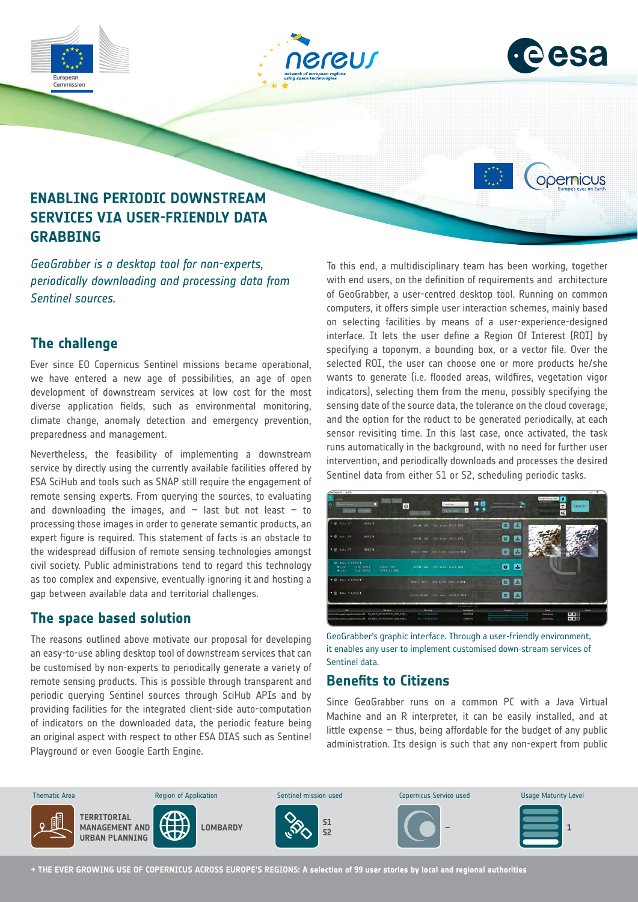# ENABLING PERIODIC DOWNSTREAM SERVICES VIA USER-FRIENDLY DATA GRABBING

*GeoGrabber is a desktop tool for non-experts, periodically downloading and processing data from Sentinel sources.*

## The challenge

Ever since EO Copernicus Sentinel missions became operational, we have entered a new age of possibilities, an age of open development of downstream services at low cost for the most diverse application fields, such as environmental monitoring, climate change, anomaly detection and emergency prevention, preparedness and management.

Nevertheless, the feasibility of implementing a downstream service by directly using the currently available facilities offered by ESA SciHub and tools such as SNAP still require the engagement of remote sensing experts. From querying the sources, to evaluating and downloading the images, and – last but not least – to processing those images in order to generate semantic products, an expert figure is required. This statement of facts is an obstacle to the widespread diffusion of remote sensing technologies amongst civil society. Public administrations tend to regard this technology as too complex and expensive, eventually ignoring it and hosting a gap between available data and territorial challenges.

## The space based solution

The reasons outlined above motivate our proposal for developing an easy-to-use abling desktop tool of downstream services that can be customised by non-experts to periodically generate a variety of remote sensing products. This is possible through transparent and periodic querying Sentinel sources through SciHub APIs and by providing facilities for the integrated client-side auto-computation of indicators on the downloaded data, the periodic feature being an original aspect with respect to other ESA DIAS such as Sentinel Playground or even Google Earth Engine.

To this end, a multidisciplinary team has been working, together with end users, on the definition of requirements and architecture of GeoGrabber, a user-centred desktop tool. Running on common computers, it offers simple user interaction schemes, mainly based on selecting facilities by means of a user-experience-designed interface. It lets the user define a Region Of Interest (ROI) by specifying a toponym, a bounding box, or a vector file. Over the selected ROI, the user can choose one or more products he/she wants to generate (i.e. flooded areas, wildfires, vegetation vigor indicators), selecting them from the menu, possibly specifying the sensing date of the source data, the tolerance on the cloud coverage, and the option for the roduct to be generated periodically, at each sensor revisiting time. In this last case, once activated, the task runs automatically in the background, with no need for further user intervention, and periodically downloads and processes the desired Sentinel data from either S1 or S2, scheduling periodic tasks.

GeoGrabber's graphic interface. Through a user-friendly environment, it enables any user to implement customised down-stream services of Sentinel data.

## Benefits to Citizens

Since GeoGrabber runs on a common PC with a Java Virtual Machine and an R interpreter, it can be easily installed, and at little expense – thus, being affordable for the budget of any public administration. Its design is such that any non-expert from public

| Thematic Area | Region of Application | Sentinel mission used | Copernicus Service used | Usage Maturity Level |
|---|---|---|---|---|
| TERRITORIAL MANAGEMENT AND URBAN PLANNING | LOMBARDY | S1 S2 | – | 1 |

→ THE EVER GROWING USE OF COPERNICUS ACROSS EUROPE'S REGIONS: A selection of 99 user stories by local and regional authorities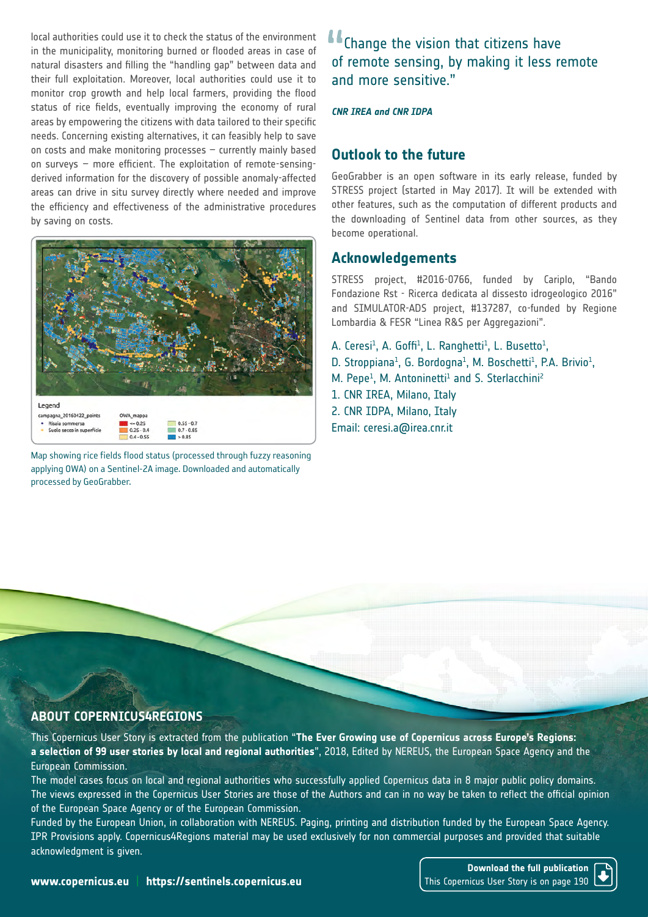local authorities could use it to check the status of the environment in the municipality, monitoring burned or flooded areas in case of natural disasters and filling the "handling gap" between data and their full exploitation. Moreover, local authorities could use it to monitor crop growth and help local farmers, providing the flood status of rice fields, eventually improving the economy of rural areas by empowering the citizens with data tailored to their specific needs. Concerning existing alternatives, it can feasibly help to save on costs and make monitoring processes – currently mainly based on surveys – more efficient. The exploitation of remote-sensing-derived information for the discovery of possible anomaly-affected areas can drive in situ survey directly where needed and improve the efficiency and effectiveness of the administrative procedures by saving on costs.

Legend
campagna_20160422_points
• Risaia sommersa
• Suolo secco in superficie
OWA_mappa
<= 0.25
0.25 - 0.4
0.4 - 0.55
0.55 - 0.7
0.7 - 0.85
> 0.85

Map showing rice fields flood status (processed through fuzzy reasoning applying OWA) on a Sentinel-2A image. Downloaded and automatically processed by GeoGrabber.

> "Change the vision that citizens have of remote sensing, by making it less remote and more sensitive."
>
> ***CNR IREA and CNR IDPA***

## Outlook to the future

GeoGrabber is an open software in its early release, funded by STRESS project (started in May 2017). It will be extended with other features, such as the computation of different products and the downloading of Sentinel data from other sources, as they become operational.

## Acknowledgements

STRESS project, #2016-0766, funded by Cariplo, "Bando Fondazione Rst - Ricerca dedicata al dissesto idrogeologico 2016" and SIMULATOR-ADS project, #137287, co-funded by Regione Lombardia & FESR "Linea R&S per Aggregazioni".

A. Ceresi[1], A. Goffi[1], L. Ranghetti[1], L. Busetto[1], D. Stroppiana[1], G. Bordogna[1], M. Boschetti[1], P.A. Brivio[1], M. Pepe[1], M. Antoninetti[1] and S. Sterlacchini[2]
1. CNR IREA, Milano, Italy
2. CNR IDPA, Milano, Italy
Email: ceresi.a@irea.cnr.it

## ABOUT COPERNICUS4REGIONS

This Copernicus User Story is extracted from the publication "**The Ever Growing use of Copernicus across Europe's Regions: a selection of 99 user stories by local and regional authorities**", 2018, Edited by NEREUS, the European Space Agency and the European Commission.
The model cases focus on local and regional authorities who successfully applied Copernicus data in 8 major public policy domains. The views expressed in the Copernicus User Stories are those of the Authors and can in no way be taken to reflect the official opinion of the European Space Agency or of the European Commission.
Funded by the European Union, in collaboration with NEREUS. Paging, printing and distribution funded by the European Space Agency. IPR Provisions apply. Copernicus4Regions material may be used exclusively for non commercial purposes and provided that suitable acknowledgment is given.

**www.copernicus.eu** | **https://sentinels.copernicus.eu**

**Download the full publication**
This Copernicus User Story is on page 190